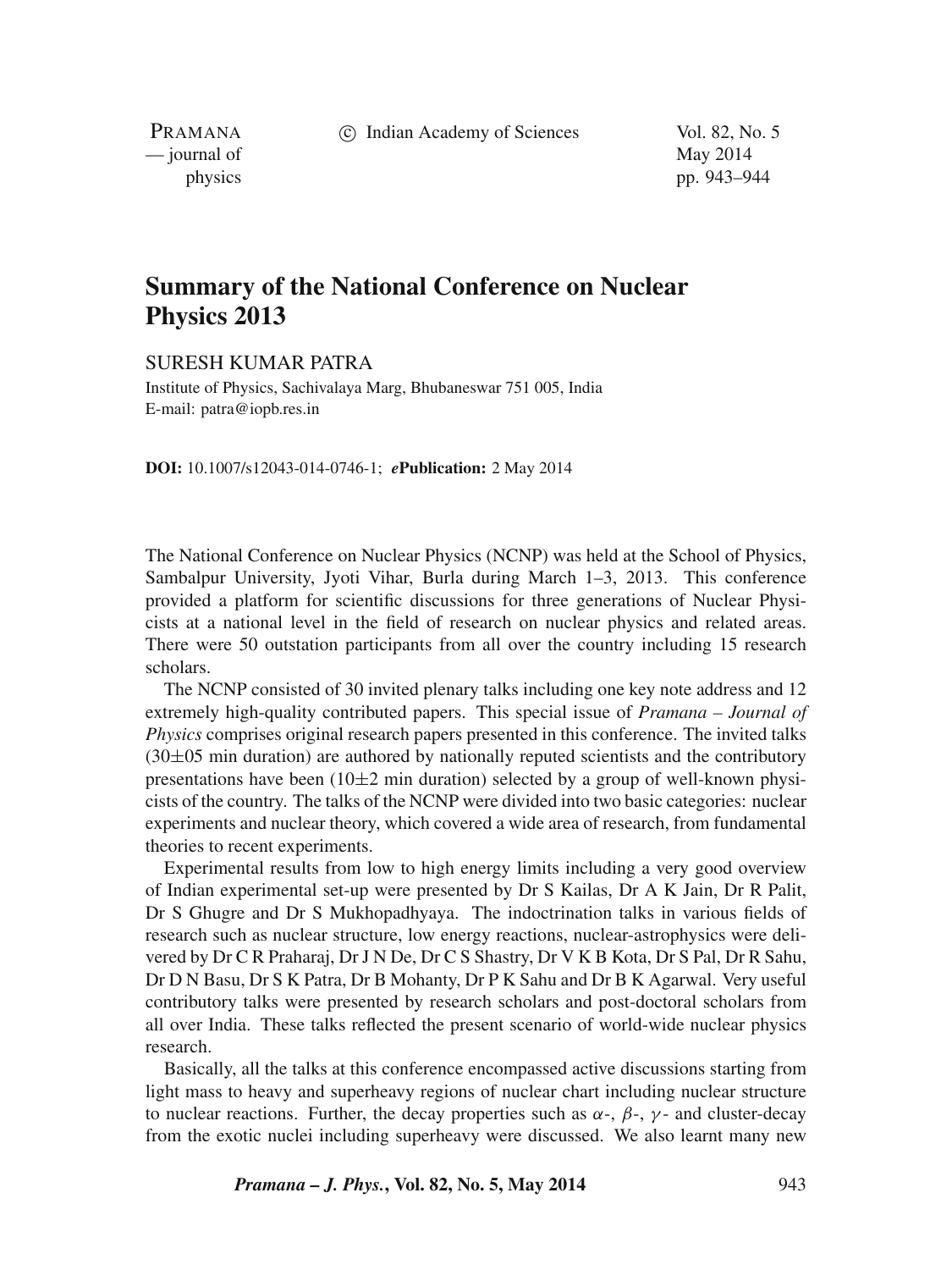# Summary of the National Conference on Nuclear Physics 2013

SURESH KUMAR PATRA

Institute of Physics, Sachivalaya Marg, Bhubaneswar 751 005, India
E-mail: patra@iopb.res.in

**DOI:** 10.1007/s12043-014-0746-1; ***e*Publication:** 2 May 2014

The National Conference on Nuclear Physics (NCNP) was held at the School of Physics, Sambalpur University, Jyoti Vihar, Burla during March 1–3, 2013. This conference provided a platform for scientific discussions for three generations of Nuclear Physicists at a national level in the field of research on nuclear physics and related areas. There were 50 outstation participants from all over the country including 15 research scholars.

The NCNP consisted of 30 invited plenary talks including one key note address and 12 extremely high-quality contributed papers. This special issue of *Pramana – Journal of Physics* comprises original research papers presented in this conference. The invited talks ($30\pm05$ min duration) are authored by nationally reputed scientists and the contributory presentations have been ($10\pm2$ min duration) selected by a group of well-known physicists of the country. The talks of the NCNP were divided into two basic categories: nuclear experiments and nuclear theory, which covered a wide area of research, from fundamental theories to recent experiments.

Experimental results from low to high energy limits including a very good overview of Indian experimental set-up were presented by Dr S Kailas, Dr A K Jain, Dr R Palit, Dr S Ghugre and Dr S Mukhopadhyaya. The indoctrination talks in various fields of research such as nuclear structure, low energy reactions, nuclear-astrophysics were delivered by Dr C R Praharaj, Dr J N De, Dr C S Shastry, Dr V K B Kota, Dr S Pal, Dr R Sahu, Dr D N Basu, Dr S K Patra, Dr B Mohanty, Dr P K Sahu and Dr B K Agarwal. Very useful contributory talks were presented by research scholars and post-doctoral scholars from all over India. These talks reflected the present scenario of world-wide nuclear physics research.

Basically, all the talks at this conference encompassed active discussions starting from light mass to heavy and superheavy regions of nuclear chart including nuclear structure to nuclear reactions. Further, the decay properties such as $\alpha$-, $\beta$-, $\gamma$- and cluster-decay from the exotic nuclei including superheavy were discussed. We also learnt many new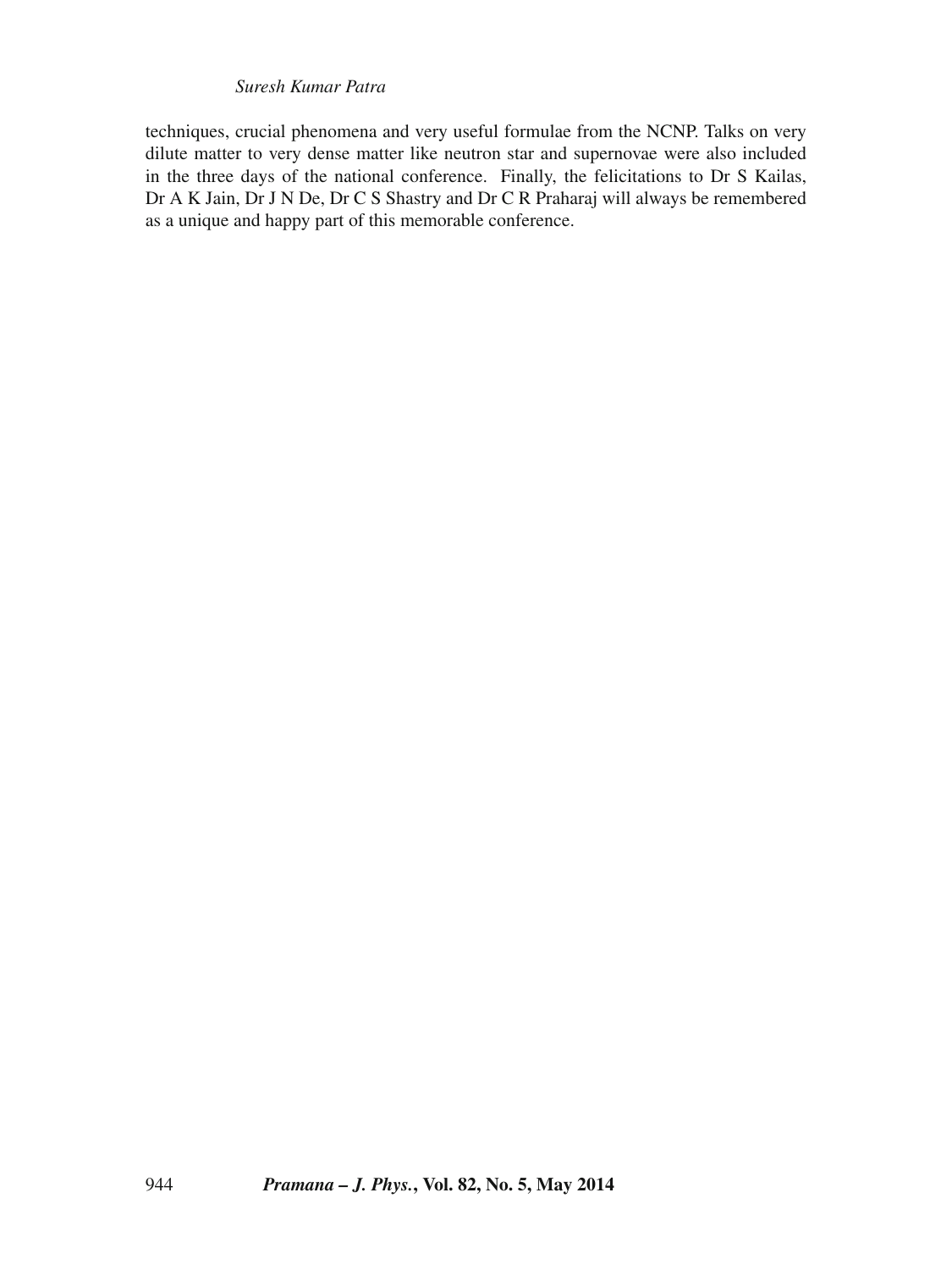techniques, crucial phenomena and very useful formulae from the NCNP. Talks on very dilute matter to very dense matter like neutron star and supernovae were also included in the three days of the national conference. Finally, the felicitations to Dr S Kailas, Dr A K Jain, Dr J N De, Dr C S Shastry and Dr C R Praharaj will always be remembered as a unique and happy part of this memorable conference.